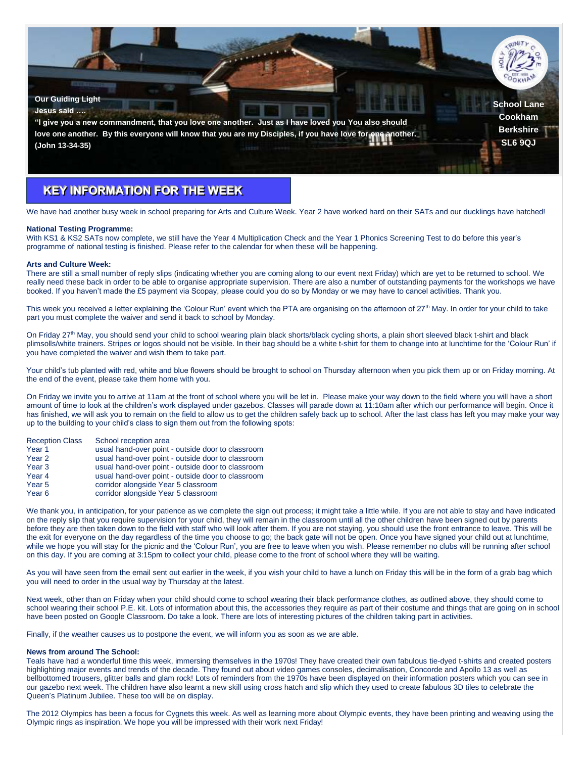**Our Guiding Light**

**Jesus said ….**

**"I give you a new commandment, that you love one another. Just as I have loved you You also should love one another. By this everyone will know that you are my Disciples, if you have love for one another. (John 13-34-35)**

**School Lane**
**Cookham**
**Berkshire**
**SL6 9QJ**

## KEY INFORMATION FOR THE WEEK

We have had another busy week in school preparing for Arts and Culture Week. Year 2 have worked hard on their SATs and our ducklings have hatched!

**National Testing Programme:**
With KS1 & KS2 SATs now complete, we still have the Year 4 Multiplication Check and the Year 1 Phonics Screening Test to do before this year's programme of national testing is finished. Please refer to the calendar for when these will be happening.

**Arts and Culture Week:**
There are still a small number of reply slips (indicating whether you are coming along to our event next Friday) which are yet to be returned to school. We really need these back in order to be able to organise appropriate supervision. There are also a number of outstanding payments for the workshops we have booked. If you haven't made the £5 payment via Scopay, please could you do so by Monday or we may have to cancel activities. Thank you.

This week you received a letter explaining the 'Colour Run' event which the PTA are organising on the afternoon of 27th May. In order for your child to take part you must complete the waiver and send it back to school by Monday.

On Friday 27th May, you should send your child to school wearing plain black shorts/black cycling shorts, a plain short sleeved black t-shirt and black plimsolls/white trainers. Stripes or logos should not be visible. In their bag should be a white t-shirt for them to change into at lunchtime for the 'Colour Run' if you have completed the waiver and wish them to take part.

Your child's tub planted with red, white and blue flowers should be brought to school on Thursday afternoon when you pick them up or on Friday morning. At the end of the event, please take them home with you.

On Friday we invite you to arrive at 11am at the front of school where you will be let in. Please make your way down to the field where you will have a short amount of time to look at the children's work displayed under gazebos. Classes will parade down at 11:10am after which our performance will begin. Once it has finished, we will ask you to remain on the field to allow us to get the children safely back up to school. After the last class has left you may make your way up to the building to your child's class to sign them out from the following spots:

| | |
|---|---|
| Reception Class | School reception area |
| Year 1 | usual hand-over point - outside door to classroom |
| Year 2 | usual hand-over point - outside door to classroom |
| Year 3 | usual hand-over point - outside door to classroom |
| Year 4 | usual hand-over point - outside door to classroom |
| Year 5 | corridor alongside Year 5 classroom |
| Year 6 | corridor alongside Year 5 classroom |

We thank you, in anticipation, for your patience as we complete the sign out process; it might take a little while. If you are not able to stay and have indicated on the reply slip that you require supervision for your child, they will remain in the classroom until all the other children have been signed out by parents before they are then taken down to the field with staff who will look after them. If you are not staying, you should use the front entrance to leave. This will be the exit for everyone on the day regardless of the time you choose to go; the back gate will not be open. Once you have signed your child out at lunchtime, while we hope you will stay for the picnic and the 'Colour Run', you are free to leave when you wish. Please remember no clubs will be running after school on this day. If you are coming at 3:15pm to collect your child, please come to the front of school where they will be waiting.

As you will have seen from the email sent out earlier in the week, if you wish your child to have a lunch on Friday this will be in the form of a grab bag which you will need to order in the usual way by Thursday at the latest.

Next week, other than on Friday when your child should come to school wearing their black performance clothes, as outlined above, they should come to school wearing their school P.E. kit. Lots of information about this, the accessories they require as part of their costume and things that are going on in school have been posted on Google Classroom. Do take a look. There are lots of interesting pictures of the children taking part in activities.

Finally, if the weather causes us to postpone the event, we will inform you as soon as we are able.

**News from around The School:**
Teals have had a wonderful time this week, immersing themselves in the 1970s! They have created their own fabulous tie-dyed t-shirts and created posters highlighting major events and trends of the decade. They found out about video games consoles, decimalisation, Concorde and Apollo 13 as well as bellbottomed trousers, glitter balls and glam rock! Lots of reminders from the 1970s have been displayed on their information posters which you can see in our gazebo next week. The children have also learnt a new skill using cross hatch and slip which they used to create fabulous 3D tiles to celebrate the Queen's Platinum Jubilee. These too will be on display.

The 2012 Olympics has been a focus for Cygnets this week. As well as learning more about Olympic events, they have been printing and weaving using the Olympic rings as inspiration. We hope you will be impressed with their work next Friday!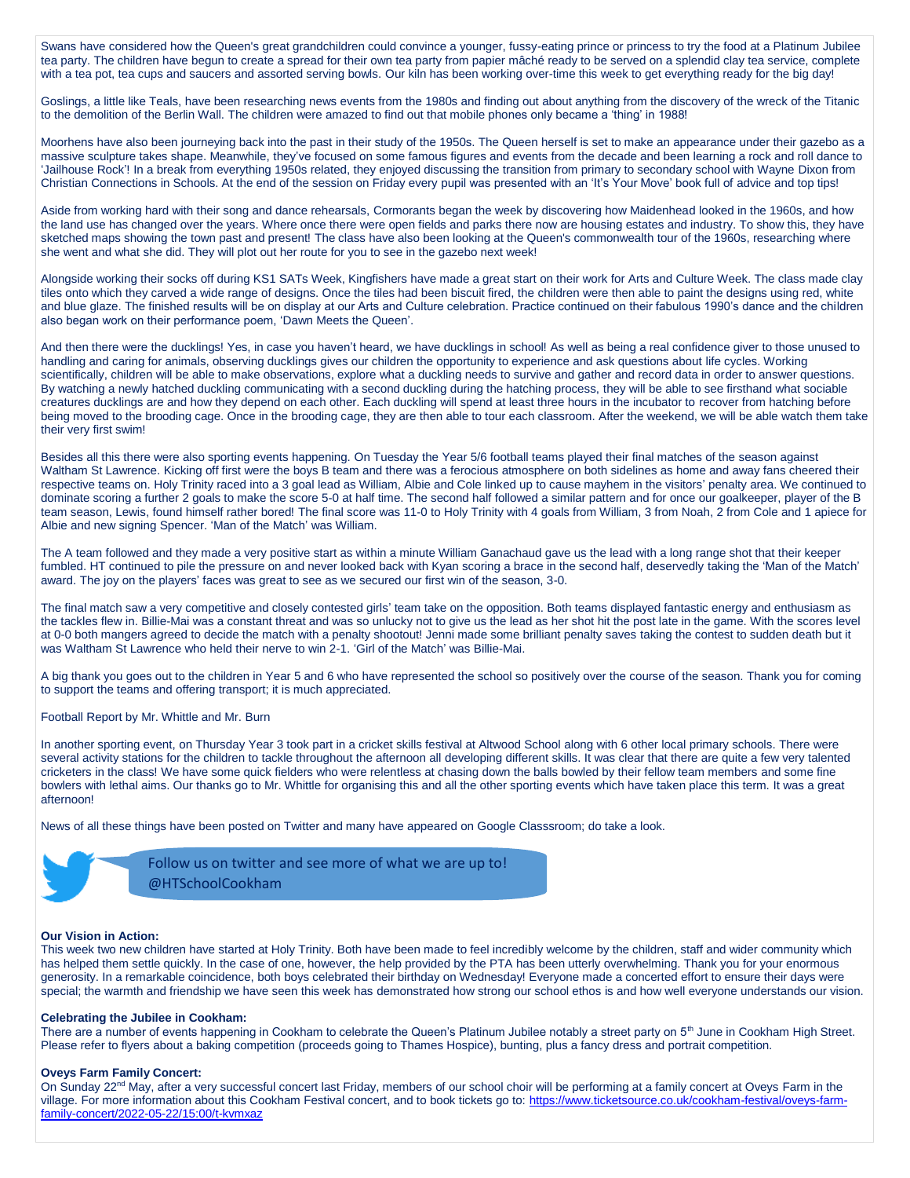Swans have considered how the Queen's great grandchildren could convince a younger, fussy-eating prince or princess to try the food at a Platinum Jubilee tea party. The children have begun to create a spread for their own tea party from papier mâché ready to be served on a splendid clay tea service, complete with a tea pot, tea cups and saucers and assorted serving bowls. Our kiln has been working over-time this week to get everything ready for the big day!

Goslings, a little like Teals, have been researching news events from the 1980s and finding out about anything from the discovery of the wreck of the Titanic to the demolition of the Berlin Wall. The children were amazed to find out that mobile phones only became a 'thing' in 1988!

Moorhens have also been journeying back into the past in their study of the 1950s. The Queen herself is set to make an appearance under their gazebo as a massive sculpture takes shape. Meanwhile, they've focused on some famous figures and events from the decade and been learning a rock and roll dance to 'Jailhouse Rock'! In a break from everything 1950s related, they enjoyed discussing the transition from primary to secondary school with Wayne Dixon from Christian Connections in Schools. At the end of the session on Friday every pupil was presented with an 'It's Your Move' book full of advice and top tips!

Aside from working hard with their song and dance rehearsals, Cormorants began the week by discovering how Maidenhead looked in the 1960s, and how the land use has changed over the years. Where once there were open fields and parks there now are housing estates and industry. To show this, they have sketched maps showing the town past and present! The class have also been looking at the Queen's commonwealth tour of the 1960s, researching where she went and what she did. They will plot out her route for you to see in the gazebo next week!

Alongside working their socks off during KS1 SATs Week, Kingfishers have made a great start on their work for Arts and Culture Week. The class made clay tiles onto which they carved a wide range of designs. Once the tiles had been biscuit fired, the children were then able to paint the designs using red, white and blue glaze. The finished results will be on display at our Arts and Culture celebration. Practice continued on their fabulous 1990's dance and the children also began work on their performance poem, 'Dawn Meets the Queen'.

And then there were the ducklings! Yes, in case you haven't heard, we have ducklings in school! As well as being a real confidence giver to those unused to handling and caring for animals, observing ducklings gives our children the opportunity to experience and ask questions about life cycles. Working scientifically, children will be able to make observations, explore what a duckling needs to survive and gather and record data in order to answer questions. By watching a newly hatched duckling communicating with a second duckling during the hatching process, they will be able to see firsthand what sociable creatures ducklings are and how they depend on each other. Each duckling will spend at least three hours in the incubator to recover from hatching before being moved to the brooding cage. Once in the brooding cage, they are then able to tour each classroom. After the weekend, we will be able watch them take their very first swim!

Besides all this there were also sporting events happening. On Tuesday the Year 5/6 football teams played their final matches of the season against Waltham St Lawrence. Kicking off first were the boys B team and there was a ferocious atmosphere on both sidelines as home and away fans cheered their respective teams on. Holy Trinity raced into a 3 goal lead as William, Albie and Cole linked up to cause mayhem in the visitors' penalty area. We continued to dominate scoring a further 2 goals to make the score 5-0 at half time. The second half followed a similar pattern and for once our goalkeeper, player of the B team season, Lewis, found himself rather bored! The final score was 11-0 to Holy Trinity with 4 goals from William, 3 from Noah, 2 from Cole and 1 apiece for Albie and new signing Spencer. 'Man of the Match' was William.

The A team followed and they made a very positive start as within a minute William Ganachaud gave us the lead with a long range shot that their keeper fumbled. HT continued to pile the pressure on and never looked back with Kyan scoring a brace in the second half, deservedly taking the 'Man of the Match' award. The joy on the players' faces was great to see as we secured our first win of the season, 3-0.

The final match saw a very competitive and closely contested girls' team take on the opposition. Both teams displayed fantastic energy and enthusiasm as the tackles flew in. Billie-Mai was a constant threat and was so unlucky not to give us the lead as her shot hit the post late in the game. With the scores level at 0-0 both mangers agreed to decide the match with a penalty shootout! Jenni made some brilliant penalty saves taking the contest to sudden death but it was Waltham St Lawrence who held their nerve to win 2-1. 'Girl of the Match' was Billie-Mai.

A big thank you goes out to the children in Year 5 and 6 who have represented the school so positively over the course of the season. Thank you for coming to support the teams and offering transport; it is much appreciated.

Football Report by Mr. Whittle and Mr. Burn

In another sporting event, on Thursday Year 3 took part in a cricket skills festival at Altwood School along with 6 other local primary schools. There were several activity stations for the children to tackle throughout the afternoon all developing different skills. It was clear that there are quite a few very talented cricketers in the class! We have some quick fielders who were relentless at chasing down the balls bowled by their fellow team members and some fine bowlers with lethal aims. Our thanks go to Mr. Whittle for organising this and all the other sporting events which have taken place this term. It was a great afternoon!

News of all these things have been posted on Twitter and many have appeared on Google Classsroom; do take a look.

Follow us on twitter and see more of what we are up to!
@HTSchoolCookham

**Our Vision in Action:**
This week two new children have started at Holy Trinity. Both have been made to feel incredibly welcome by the children, staff and wider community which has helped them settle quickly. In the case of one, however, the help provided by the PTA has been utterly overwhelming. Thank you for your enormous generosity. In a remarkable coincidence, both boys celebrated their birthday on Wednesday! Everyone made a concerted effort to ensure their days were special; the warmth and friendship we have seen this week has demonstrated how strong our school ethos is and how well everyone understands our vision.

**Celebrating the Jubilee in Cookham:**
There are a number of events happening in Cookham to celebrate the Queen's Platinum Jubilee notably a street party on 5th June in Cookham High Street. Please refer to flyers about a baking competition (proceeds going to Thames Hospice), bunting, plus a fancy dress and portrait competition.

**Oveys Farm Family Concert:**
On Sunday 22nd May, after a very successful concert last Friday, members of our school choir will be performing at a family concert at Oveys Farm in the village. For more information about this Cookham Festival concert, and to book tickets go to: https://www.ticketsource.co.uk/cookham-festival/oveys-farm-family-concert/2022-05-22/15:00/t-kvmxaz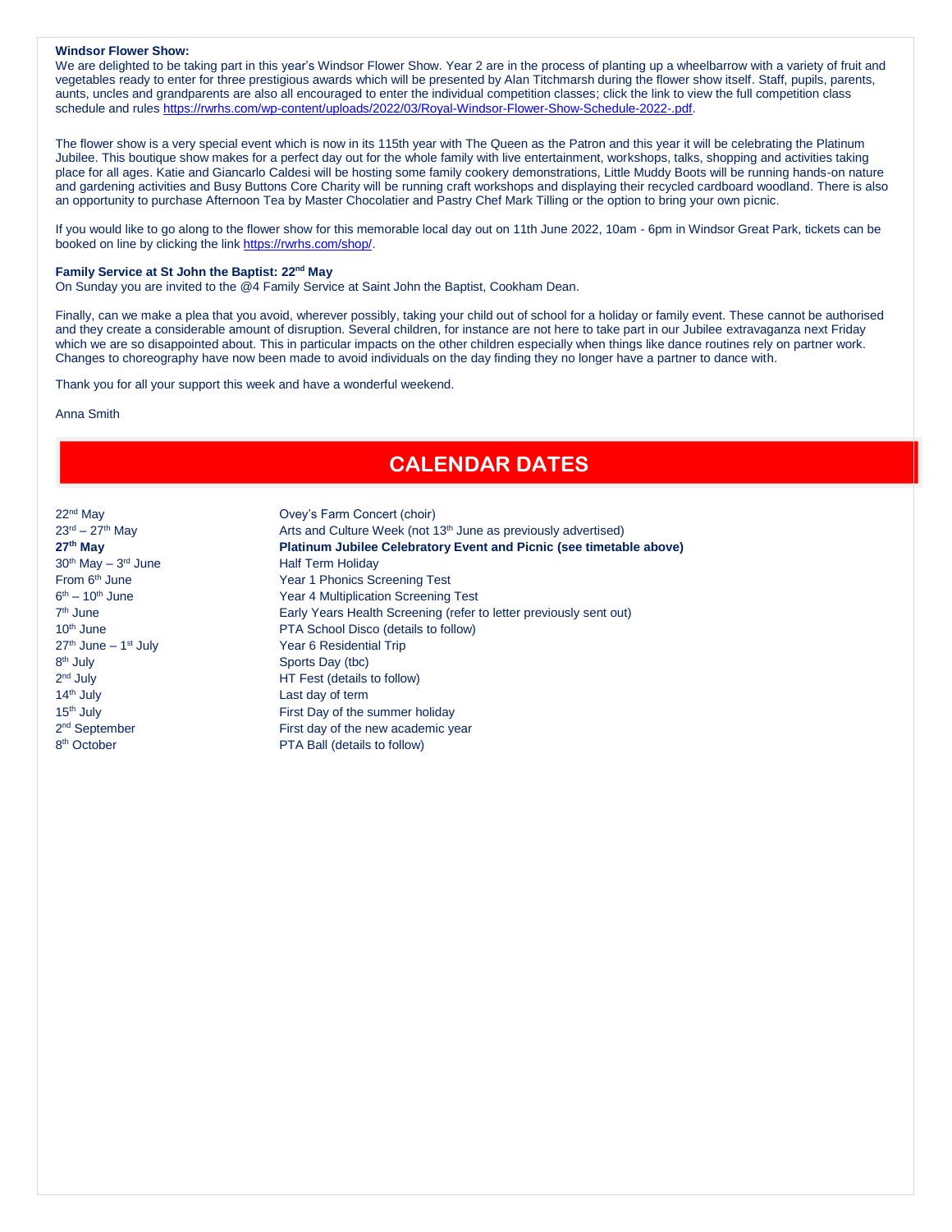**Windsor Flower Show:**
We are delighted to be taking part in this year's Windsor Flower Show. Year 2 are in the process of planting up a wheelbarrow with a variety of fruit and vegetables ready to enter for three prestigious awards which will be presented by Alan Titchmarsh during the flower show itself. Staff, pupils, parents, aunts, uncles and grandparents are also all encouraged to enter the individual competition classes; click the link to view the full competition class schedule and rules https://rwrhs.com/wp-content/uploads/2022/03/Royal-Windsor-Flower-Show-Schedule-2022-.pdf.

The flower show is a very special event which is now in its 115th year with The Queen as the Patron and this year it will be celebrating the Platinum Jubilee. This boutique show makes for a perfect day out for the whole family with live entertainment, workshops, talks, shopping and activities taking place for all ages. Katie and Giancarlo Caldesi will be hosting some family cookery demonstrations, Little Muddy Boots will be running hands-on nature and gardening activities and Busy Buttons Core Charity will be running craft workshops and displaying their recycled cardboard woodland. There is also an opportunity to purchase Afternoon Tea by Master Chocolatier and Pastry Chef Mark Tilling or the option to bring your own picnic.

If you would like to go along to the flower show for this memorable local day out on 11th June 2022, 10am - 6pm in Windsor Great Park, tickets can be booked on line by clicking the link https://rwrhs.com/shop/.

**Family Service at St John the Baptist: 22nd May**
On Sunday you are invited to the @4 Family Service at Saint John the Baptist, Cookham Dean.

Finally, can we make a plea that you avoid, wherever possibly, taking your child out of school for a holiday or family event. These cannot be authorised and they create a considerable amount of disruption. Several children, for instance are not here to take part in our Jubilee extravaganza next Friday which we are so disappointed about. This in particular impacts on the other children especially when things like dance routines rely on partner work. Changes to choreography have now been made to avoid individuals on the day finding they no longer have a partner to dance with.

Thank you for all your support this week and have a wonderful weekend.

Anna Smith

## CALENDAR DATES

| | |
|---|---|
| 22nd May | Ovey's Farm Concert (choir) |
| 23rd – 27th May | Arts and Culture Week (not 13th June as previously advertised) |
| **27th May** | **Platinum Jubilee Celebratory Event and Picnic (see timetable above)** |
| 30th May – 3rd June | Half Term Holiday |
| From 6th June | Year 1 Phonics Screening Test |
| 6th – 10th June | Year 4 Multiplication Screening Test |
| 7th June | Early Years Health Screening (refer to letter previously sent out) |
| 10th June | PTA School Disco (details to follow) |
| 27th June – 1st July | Year 6 Residential Trip |
| 8th July | Sports Day (tbc) |
| 2nd July | HT Fest (details to follow) |
| 14th July | Last day of term |
| 15th July | First Day of the summer holiday |
| 2nd September | First day of the new academic year |
| 8th October | PTA Ball (details to follow) |